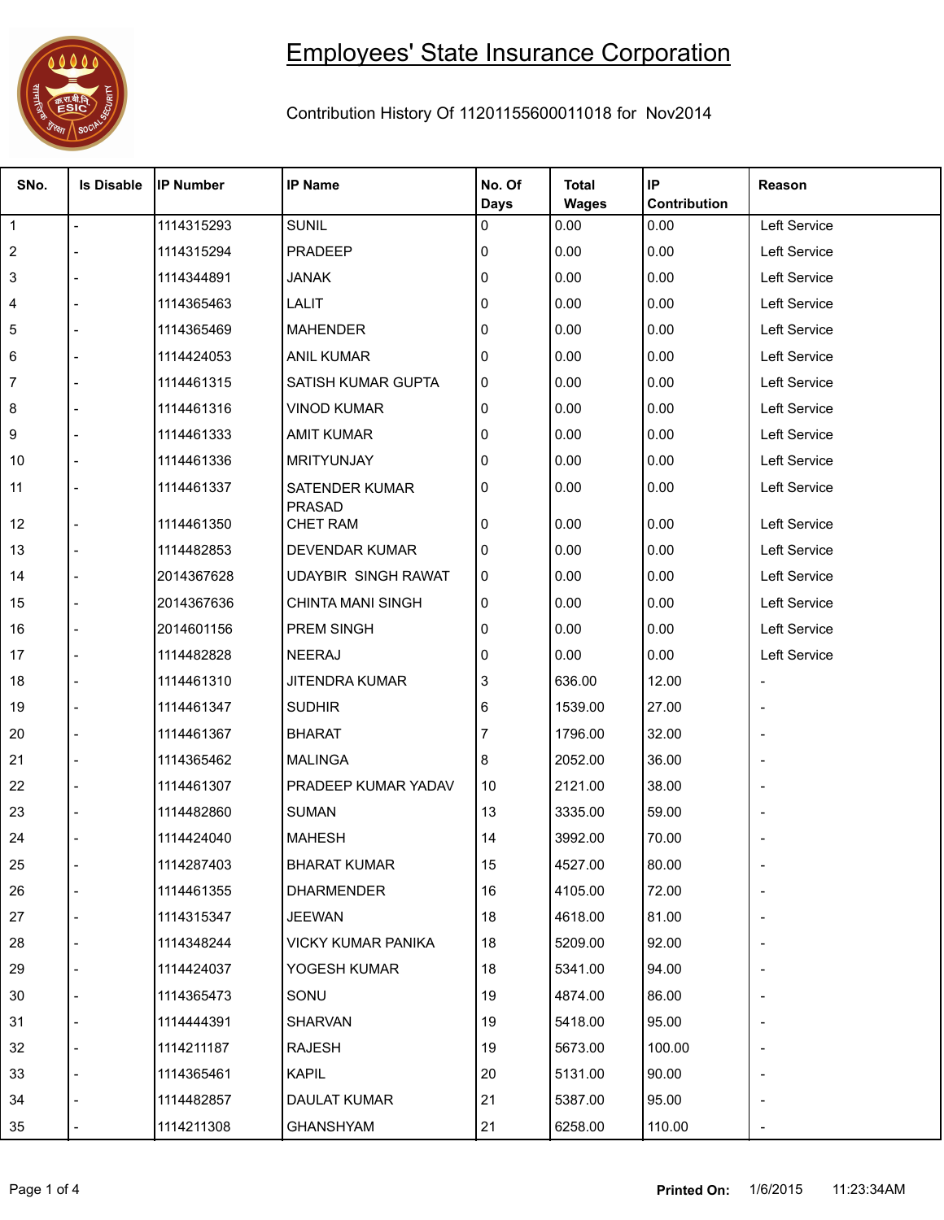# Employees' State Insurance Corporation

Contribution History Of 11201155600011018 for Nov2014

| SNo. | Is Disable | IP Number | IP Name | No. Of Days | Total Wages | IP Contribution | Reason |
|---|---|---|---|---|---|---|---|
| 1 | - | 1114315293 | SUNIL | 0 | 0.00 | 0.00 | Left Service |
| 2 | - | 1114315294 | PRADEEP | 0 | 0.00 | 0.00 | Left Service |
| 3 | - | 1114344891 | JANAK | 0 | 0.00 | 0.00 | Left Service |
| 4 | - | 1114365463 | LALIT | 0 | 0.00 | 0.00 | Left Service |
| 5 | - | 1114365469 | MAHENDER | 0 | 0.00 | 0.00 | Left Service |
| 6 | - | 1114424053 | ANIL KUMAR | 0 | 0.00 | 0.00 | Left Service |
| 7 | - | 1114461315 | SATISH KUMAR GUPTA | 0 | 0.00 | 0.00 | Left Service |
| 8 | - | 1114461316 | VINOD KUMAR | 0 | 0.00 | 0.00 | Left Service |
| 9 | - | 1114461333 | AMIT KUMAR | 0 | 0.00 | 0.00 | Left Service |
| 10 | - | 1114461336 | MRITYUNJAY | 0 | 0.00 | 0.00 | Left Service |
| 11 | - | 1114461337 | SATENDER KUMAR PRASAD | 0 | 0.00 | 0.00 | Left Service |
| 12 | - | 1114461350 | CHET RAM | 0 | 0.00 | 0.00 | Left Service |
| 13 | - | 1114482853 | DEVENDAR KUMAR | 0 | 0.00 | 0.00 | Left Service |
| 14 | - | 2014367628 | UDAYBIR SINGH RAWAT | 0 | 0.00 | 0.00 | Left Service |
| 15 | - | 2014367636 | CHINTA MANI SINGH | 0 | 0.00 | 0.00 | Left Service |
| 16 | - | 2014601156 | PREM SINGH | 0 | 0.00 | 0.00 | Left Service |
| 17 | - | 1114482828 | NEERAJ | 0 | 0.00 | 0.00 | Left Service |
| 18 | - | 1114461310 | JITENDRA KUMAR | 3 | 636.00 | 12.00 | - |
| 19 | - | 1114461347 | SUDHIR | 6 | 1539.00 | 27.00 | - |
| 20 | - | 1114461367 | BHARAT | 7 | 1796.00 | 32.00 | - |
| 21 | - | 1114365462 | MALINGA | 8 | 2052.00 | 36.00 | - |
| 22 | - | 1114461307 | PRADEEP KUMAR YADAV | 10 | 2121.00 | 38.00 | - |
| 23 | - | 1114482860 | SUMAN | 13 | 3335.00 | 59.00 | - |
| 24 | - | 1114424040 | MAHESH | 14 | 3992.00 | 70.00 | - |
| 25 | - | 1114287403 | BHARAT KUMAR | 15 | 4527.00 | 80.00 | - |
| 26 | - | 1114461355 | DHARMENDER | 16 | 4105.00 | 72.00 | - |
| 27 | - | 1114315347 | JEEWAN | 18 | 4618.00 | 81.00 | - |
| 28 | - | 1114348244 | VICKY KUMAR PANIKA | 18 | 5209.00 | 92.00 | - |
| 29 | - | 1114424037 | YOGESH KUMAR | 18 | 5341.00 | 94.00 | - |
| 30 | - | 1114365473 | SONU | 19 | 4874.00 | 86.00 | - |
| 31 | - | 1114444391 | SHARVAN | 19 | 5418.00 | 95.00 | - |
| 32 | - | 1114211187 | RAJESH | 19 | 5673.00 | 100.00 | - |
| 33 | - | 1114365461 | KAPIL | 20 | 5131.00 | 90.00 | - |
| 34 | - | 1114482857 | DAULAT KUMAR | 21 | 5387.00 | 95.00 | - |
| 35 | - | 1114211308 | GHANSHYAM | 21 | 6258.00 | 110.00 | - |

**Printed On:** 1/6/2015 11:23:34AM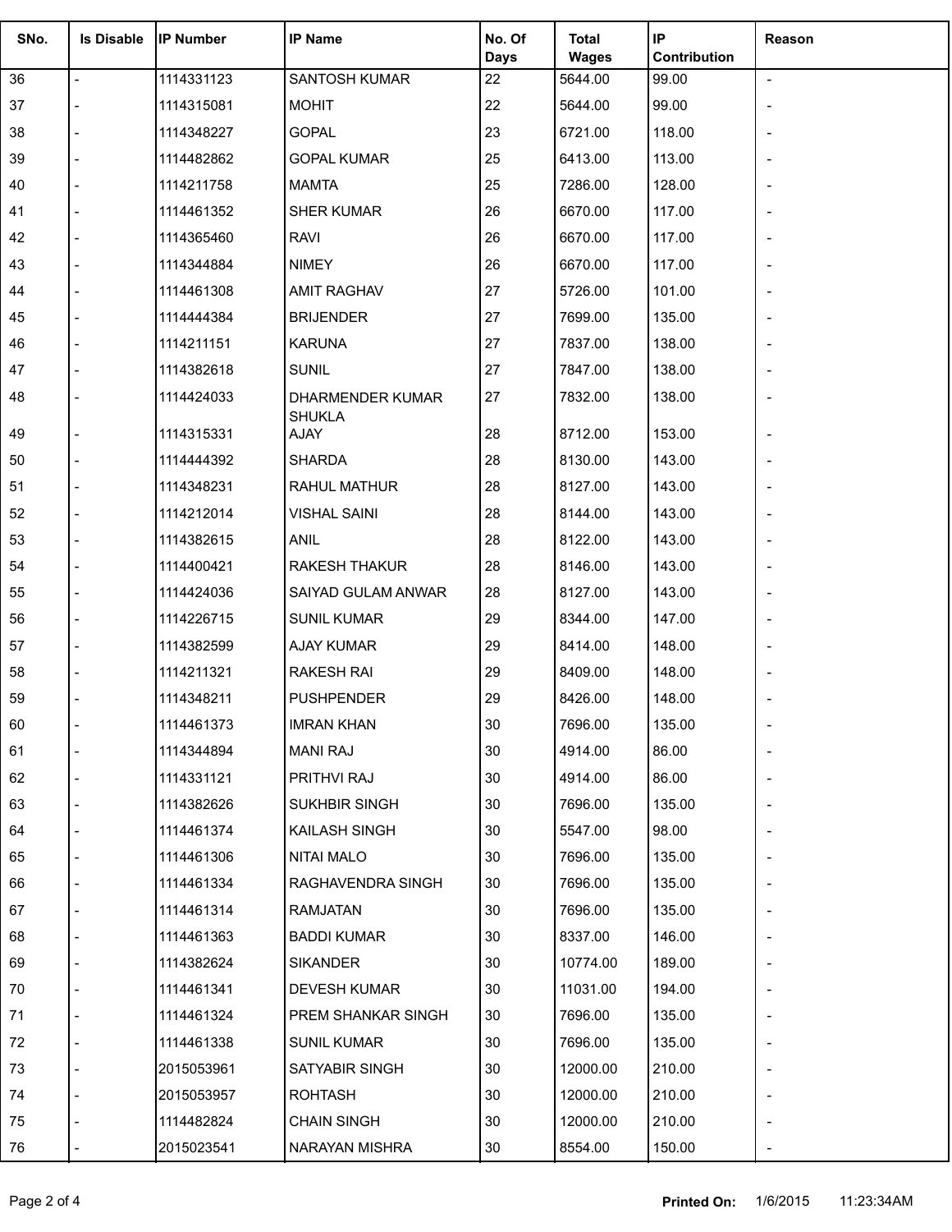| SNo. | Is Disable | IP Number | IP Name | No. Of Days | Total Wages | IP Contribution | Reason |
|---|---|---|---|---|---|---|---|
| 36 | - | 1114331123 | SANTOSH KUMAR | 22 | 5644.00 | 99.00 | - |
| 37 | - | 1114315081 | MOHIT | 22 | 5644.00 | 99.00 | - |
| 38 | - | 1114348227 | GOPAL | 23 | 6721.00 | 118.00 | - |
| 39 | - | 1114482862 | GOPAL KUMAR | 25 | 6413.00 | 113.00 | - |
| 40 | - | 1114211758 | MAMTA | 25 | 7286.00 | 128.00 | - |
| 41 | - | 1114461352 | SHER KUMAR | 26 | 6670.00 | 117.00 | - |
| 42 | - | 1114365460 | RAVI | 26 | 6670.00 | 117.00 | - |
| 43 | - | 1114344884 | NIMEY | 26 | 6670.00 | 117.00 | - |
| 44 | - | 1114461308 | AMIT RAGHAV | 27 | 5726.00 | 101.00 | - |
| 45 | - | 1114444384 | BRIJENDER | 27 | 7699.00 | 135.00 | - |
| 46 | - | 1114211151 | KARUNA | 27 | 7837.00 | 138.00 | - |
| 47 | - | 1114382618 | SUNIL | 27 | 7847.00 | 138.00 | - |
| 48 | - | 1114424033 | DHARMENDER KUMAR SHUKLA | 27 | 7832.00 | 138.00 | - |
| 49 | - | 1114315331 | AJAY | 28 | 8712.00 | 153.00 | - |
| 50 | - | 1114444392 | SHARDA | 28 | 8130.00 | 143.00 | - |
| 51 | - | 1114348231 | RAHUL MATHUR | 28 | 8127.00 | 143.00 | - |
| 52 | - | 1114212014 | VISHAL SAINI | 28 | 8144.00 | 143.00 | - |
| 53 | - | 1114382615 | ANIL | 28 | 8122.00 | 143.00 | - |
| 54 | - | 1114400421 | RAKESH THAKUR | 28 | 8146.00 | 143.00 | - |
| 55 | - | 1114424036 | SAIYAD GULAM ANWAR | 28 | 8127.00 | 143.00 | - |
| 56 | - | 1114226715 | SUNIL KUMAR | 29 | 8344.00 | 147.00 | - |
| 57 | - | 1114382599 | AJAY KUMAR | 29 | 8414.00 | 148.00 | - |
| 58 | - | 1114211321 | RAKESH RAI | 29 | 8409.00 | 148.00 | - |
| 59 | - | 1114348211 | PUSHPENDER | 29 | 8426.00 | 148.00 | - |
| 60 | - | 1114461373 | IMRAN KHAN | 30 | 7696.00 | 135.00 | - |
| 61 | - | 1114344894 | MANI RAJ | 30 | 4914.00 | 86.00 | - |
| 62 | - | 1114331121 | PRITHVI RAJ | 30 | 4914.00 | 86.00 | - |
| 63 | - | 1114382626 | SUKHBIR SINGH | 30 | 7696.00 | 135.00 | - |
| 64 | - | 1114461374 | KAILASH SINGH | 30 | 5547.00 | 98.00 | - |
| 65 | - | 1114461306 | NITAI MALO | 30 | 7696.00 | 135.00 | - |
| 66 | - | 1114461334 | RAGHAVENDRA SINGH | 30 | 7696.00 | 135.00 | - |
| 67 | - | 1114461314 | RAMJATAN | 30 | 7696.00 | 135.00 | - |
| 68 | - | 1114461363 | BADDI KUMAR | 30 | 8337.00 | 146.00 | - |
| 69 | - | 1114382624 | SIKANDER | 30 | 10774.00 | 189.00 | - |
| 70 | - | 1114461341 | DEVESH KUMAR | 30 | 11031.00 | 194.00 | - |
| 71 | - | 1114461324 | PREM SHANKAR SINGH | 30 | 7696.00 | 135.00 | - |
| 72 | - | 1114461338 | SUNIL KUMAR | 30 | 7696.00 | 135.00 | - |
| 73 | - | 2015053961 | SATYABIR SINGH | 30 | 12000.00 | 210.00 | - |
| 74 | - | 2015053957 | ROHTASH | 30 | 12000.00 | 210.00 | - |
| 75 | - | 1114482824 | CHAIN SINGH | 30 | 12000.00 | 210.00 | - |
| 76 | - | 2015023541 | NARAYAN MISHRA | 30 | 8554.00 | 150.00 | - |

**Printed On:** 1/6/2015 11:23:34AM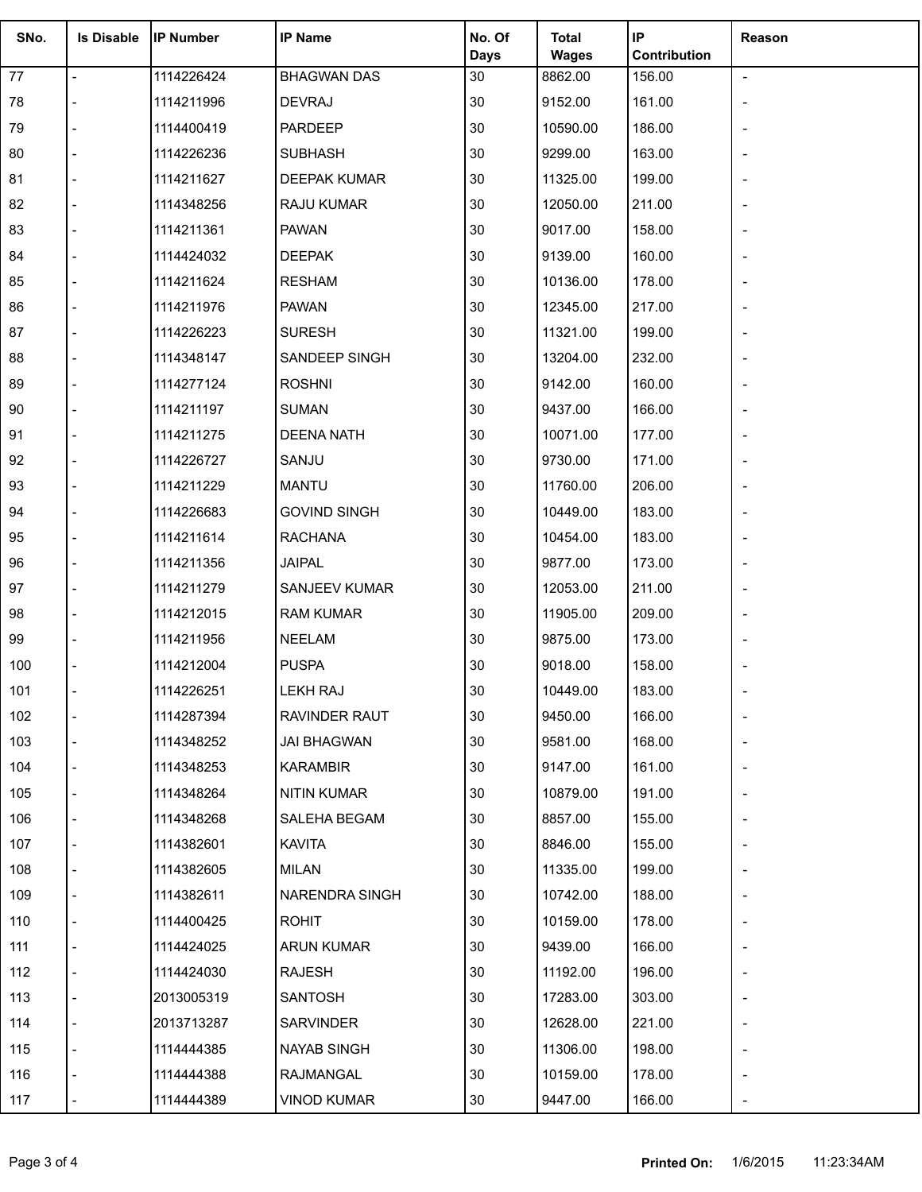| SNo. | Is Disable | IP Number | IP Name | No. Of Days | Total Wages | IP Contribution | Reason |
|---|---|---|---|---|---|---|---|
| 77 | - | 1114226424 | BHAGWAN DAS | 30 | 8862.00 | 156.00 | - |
| 78 | - | 1114211996 | DEVRAJ | 30 | 9152.00 | 161.00 | - |
| 79 | - | 1114400419 | PARDEEP | 30 | 10590.00 | 186.00 | - |
| 80 | - | 1114226236 | SUBHASH | 30 | 9299.00 | 163.00 | - |
| 81 | - | 1114211627 | DEEPAK KUMAR | 30 | 11325.00 | 199.00 | - |
| 82 | - | 1114348256 | RAJU KUMAR | 30 | 12050.00 | 211.00 | - |
| 83 | - | 1114211361 | PAWAN | 30 | 9017.00 | 158.00 | - |
| 84 | - | 1114424032 | DEEPAK | 30 | 9139.00 | 160.00 | - |
| 85 | - | 1114211624 | RESHAM | 30 | 10136.00 | 178.00 | - |
| 86 | - | 1114211976 | PAWAN | 30 | 12345.00 | 217.00 | - |
| 87 | - | 1114226223 | SURESH | 30 | 11321.00 | 199.00 | - |
| 88 | - | 1114348147 | SANDEEP SINGH | 30 | 13204.00 | 232.00 | - |
| 89 | - | 1114277124 | ROSHNI | 30 | 9142.00 | 160.00 | - |
| 90 | - | 1114211197 | SUMAN | 30 | 9437.00 | 166.00 | - |
| 91 | - | 1114211275 | DEENA NATH | 30 | 10071.00 | 177.00 | - |
| 92 | - | 1114226727 | SANJU | 30 | 9730.00 | 171.00 | - |
| 93 | - | 1114211229 | MANTU | 30 | 11760.00 | 206.00 | - |
| 94 | - | 1114226683 | GOVIND SINGH | 30 | 10449.00 | 183.00 | - |
| 95 | - | 1114211614 | RACHANA | 30 | 10454.00 | 183.00 | - |
| 96 | - | 1114211356 | JAIPAL | 30 | 9877.00 | 173.00 | - |
| 97 | - | 1114211279 | SANJEEV KUMAR | 30 | 12053.00 | 211.00 | - |
| 98 | - | 1114212015 | RAM KUMAR | 30 | 11905.00 | 209.00 | - |
| 99 | - | 1114211956 | NEELAM | 30 | 9875.00 | 173.00 | - |
| 100 | - | 1114212004 | PUSPA | 30 | 9018.00 | 158.00 | - |
| 101 | - | 1114226251 | LEKH RAJ | 30 | 10449.00 | 183.00 | - |
| 102 | - | 1114287394 | RAVINDER RAUT | 30 | 9450.00 | 166.00 | - |
| 103 | - | 1114348252 | JAI BHAGWAN | 30 | 9581.00 | 168.00 | - |
| 104 | - | 1114348253 | KARAMBIR | 30 | 9147.00 | 161.00 | - |
| 105 | - | 1114348264 | NITIN KUMAR | 30 | 10879.00 | 191.00 | - |
| 106 | - | 1114348268 | SALEHA BEGAM | 30 | 8857.00 | 155.00 | - |
| 107 | - | 1114382601 | KAVITA | 30 | 8846.00 | 155.00 | - |
| 108 | - | 1114382605 | MILAN | 30 | 11335.00 | 199.00 | - |
| 109 | - | 1114382611 | NARENDRA SINGH | 30 | 10742.00 | 188.00 | - |
| 110 | - | 1114400425 | ROHIT | 30 | 10159.00 | 178.00 | - |
| 111 | - | 1114424025 | ARUN KUMAR | 30 | 9439.00 | 166.00 | - |
| 112 | - | 1114424030 | RAJESH | 30 | 11192.00 | 196.00 | - |
| 113 | - | 2013005319 | SANTOSH | 30 | 17283.00 | 303.00 | - |
| 114 | - | 2013713287 | SARVINDER | 30 | 12628.00 | 221.00 | - |
| 115 | - | 1114444385 | NAYAB SINGH | 30 | 11306.00 | 198.00 | - |
| 116 | - | 1114444388 | RAJMANGAL | 30 | 10159.00 | 178.00 | - |
| 117 | - | 1114444389 | VINOD KUMAR | 30 | 9447.00 | 166.00 | - |

**Printed On:** 1/6/2015 11:23:34AM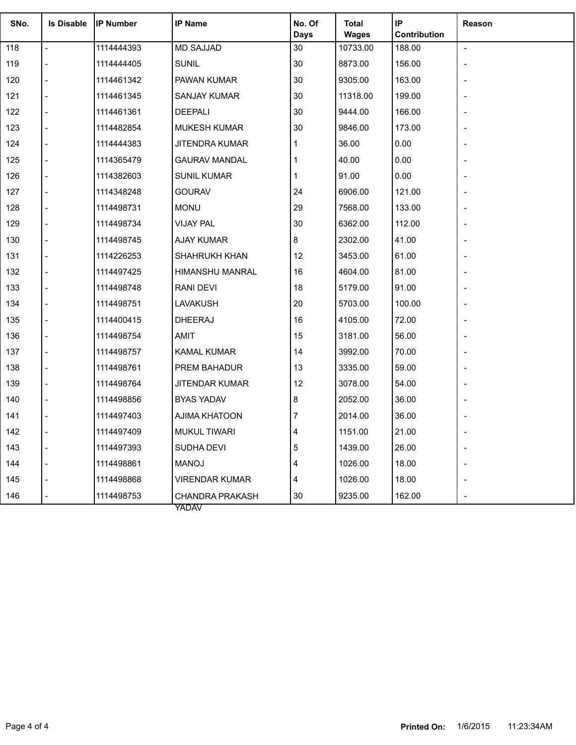| SNo. | Is Disable | IP Number | IP Name | No. Of Days | Total Wages | IP Contribution | Reason |
|---|---|---|---|---|---|---|---|
| 118 | - | 1114444393 | MD SAJJAD | 30 | 10733.00 | 188.00 | - |
| 119 | - | 1114444405 | SUNIL | 30 | 8873.00 | 156.00 | - |
| 120 | - | 1114461342 | PAWAN KUMAR | 30 | 9305.00 | 163.00 | - |
| 121 | - | 1114461345 | SANJAY KUMAR | 30 | 11318.00 | 199.00 | - |
| 122 | - | 1114461361 | DEEPALI | 30 | 9444.00 | 166.00 | - |
| 123 | - | 1114482854 | MUKESH KUMAR | 30 | 9846.00 | 173.00 | - |
| 124 | - | 1114444383 | JITENDRA KUMAR | 1 | 36.00 | 0.00 | - |
| 125 | - | 1114365479 | GAURAV MANDAL | 1 | 40.00 | 0.00 | - |
| 126 | - | 1114382603 | SUNIL KUMAR | 1 | 91.00 | 0.00 | - |
| 127 | - | 1114348248 | GOURAV | 24 | 6906.00 | 121.00 | - |
| 128 | - | 1114498731 | MONU | 29 | 7568.00 | 133.00 | - |
| 129 | - | 1114498734 | VIJAY PAL | 30 | 6362.00 | 112.00 | - |
| 130 | - | 1114498745 | AJAY KUMAR | 8 | 2302.00 | 41.00 | - |
| 131 | - | 1114226253 | SHAHRUKH KHAN | 12 | 3453.00 | 61.00 | - |
| 132 | - | 1114497425 | HIMANSHU MANRAL | 16 | 4604.00 | 81.00 | - |
| 133 | - | 1114498748 | RANI DEVI | 18 | 5179.00 | 91.00 | - |
| 134 | - | 1114498751 | LAVAKUSH | 20 | 5703.00 | 100.00 | - |
| 135 | - | 1114400415 | DHEERAJ | 16 | 4105.00 | 72.00 | - |
| 136 | - | 1114498754 | AMIT | 15 | 3181.00 | 56.00 | - |
| 137 | - | 1114498757 | KAMAL KUMAR | 14 | 3992.00 | 70.00 | - |
| 138 | - | 1114498761 | PREM BAHADUR | 13 | 3335.00 | 59.00 | - |
| 139 | - | 1114498764 | JITENDAR KUMAR | 12 | 3078.00 | 54.00 | - |
| 140 | - | 1114498856 | BYAS YADAV | 8 | 2052.00 | 36.00 | - |
| 141 | - | 1114497403 | AJIMA KHATOON | 7 | 2014.00 | 36.00 | - |
| 142 | - | 1114497409 | MUKUL TIWARI | 4 | 1151.00 | 21.00 | - |
| 143 | - | 1114497393 | SUDHA DEVI | 5 | 1439.00 | 26.00 | - |
| 144 | - | 1114498861 | MANOJ | 4 | 1026.00 | 18.00 | - |
| 145 | - | 1114498868 | VIRENDAR KUMAR | 4 | 1026.00 | 18.00 | - |
| 146 | - | 1114498753 | CHANDRA PRAKASH YADAV | 30 | 9235.00 | 162.00 | - |

**Printed On:** 1/6/2015 11:23:34AM